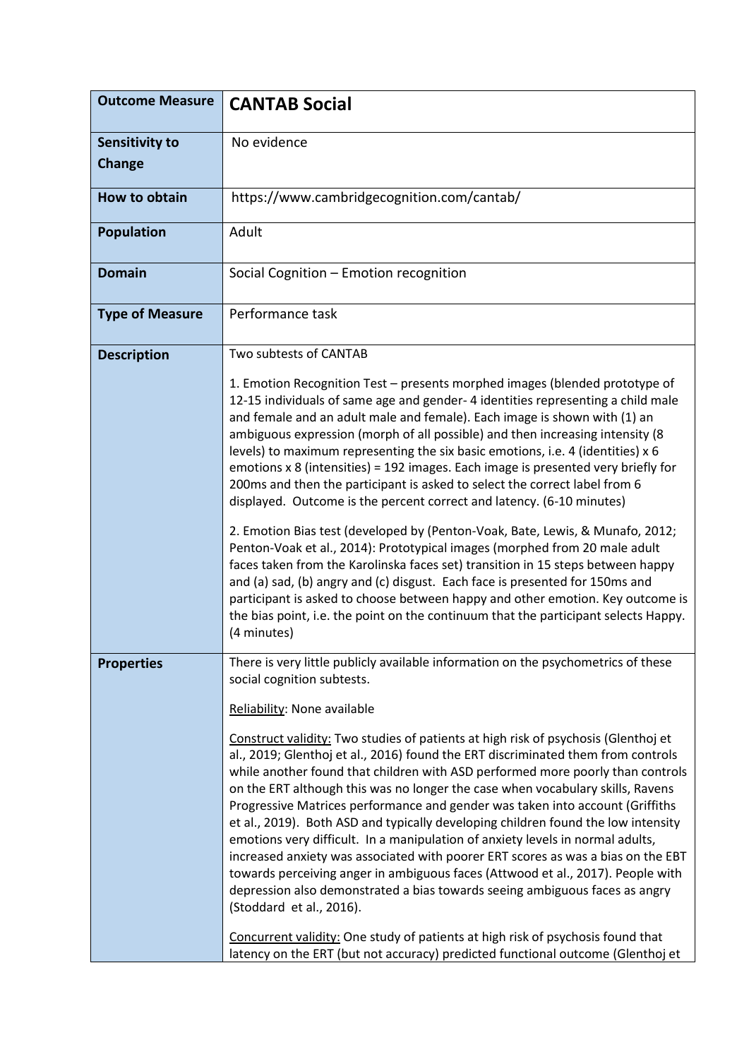| Outcome Measure | **CANTAB Social** |
|---|---|
| **Sensitivity to Change** | No evidence |
| **How to obtain** | https://www.cambridgecognition.com/cantab/ |
| **Population** | Adult |
| **Domain** | Social Cognition – Emotion recognition |
| **Type of Measure** | Performance task |
| **Description** | Two subtests of CANTAB<br><br>1. Emotion Recognition Test – presents morphed images (blended prototype of 12-15 individuals of same age and gender- 4 identities representing a child male and female and an adult male and female). Each image is shown with (1) an ambiguous expression (morph of all possible) and then increasing intensity (8 levels) to maximum representing the six basic emotions, i.e. 4 (identities) x 6 emotions x 8 (intensities) = 192 images. Each image is presented very briefly for 200ms and then the participant is asked to select the correct label from 6 displayed. Outcome is the percent correct and latency. (6-10 minutes)<br><br>2. Emotion Bias test (developed by (Penton-Voak, Bate, Lewis, & Munafo, 2012; Penton-Voak et al., 2014): Prototypical images (morphed from 20 male adult faces taken from the Karolinska faces set) transition in 15 steps between happy and (a) sad, (b) angry and (c) disgust. Each face is presented for 150ms and participant is asked to choose between happy and other emotion. Key outcome is the bias point, i.e. the point on the continuum that the participant selects Happy. (4 minutes) |
| **Properties** | There is very little publicly available information on the psychometrics of these social cognition subtests.<br><br><u>Reliability</u>: None available<br><br><u>Construct validity:</u> Two studies of patients at high risk of psychosis (Glenthoj et al., 2019; Glenthoj et al., 2016) found the ERT discriminated them from controls while another found that children with ASD performed more poorly than controls on the ERT although this was no longer the case when vocabulary skills, Ravens Progressive Matrices performance and gender was taken into account (Griffiths et al., 2019). Both ASD and typically developing children found the low intensity emotions very difficult. In a manipulation of anxiety levels in normal adults, increased anxiety was associated with poorer ERT scores as was a bias on the EBT towards perceiving anger in ambiguous faces (Attwood et al., 2017). People with depression also demonstrated a bias towards seeing ambiguous faces as angry (Stoddard et al., 2016).<br><br><u>Concurrent validity:</u> One study of patients at high risk of psychosis found that latency on the ERT (but not accuracy) predicted functional outcome (Glenthoj et |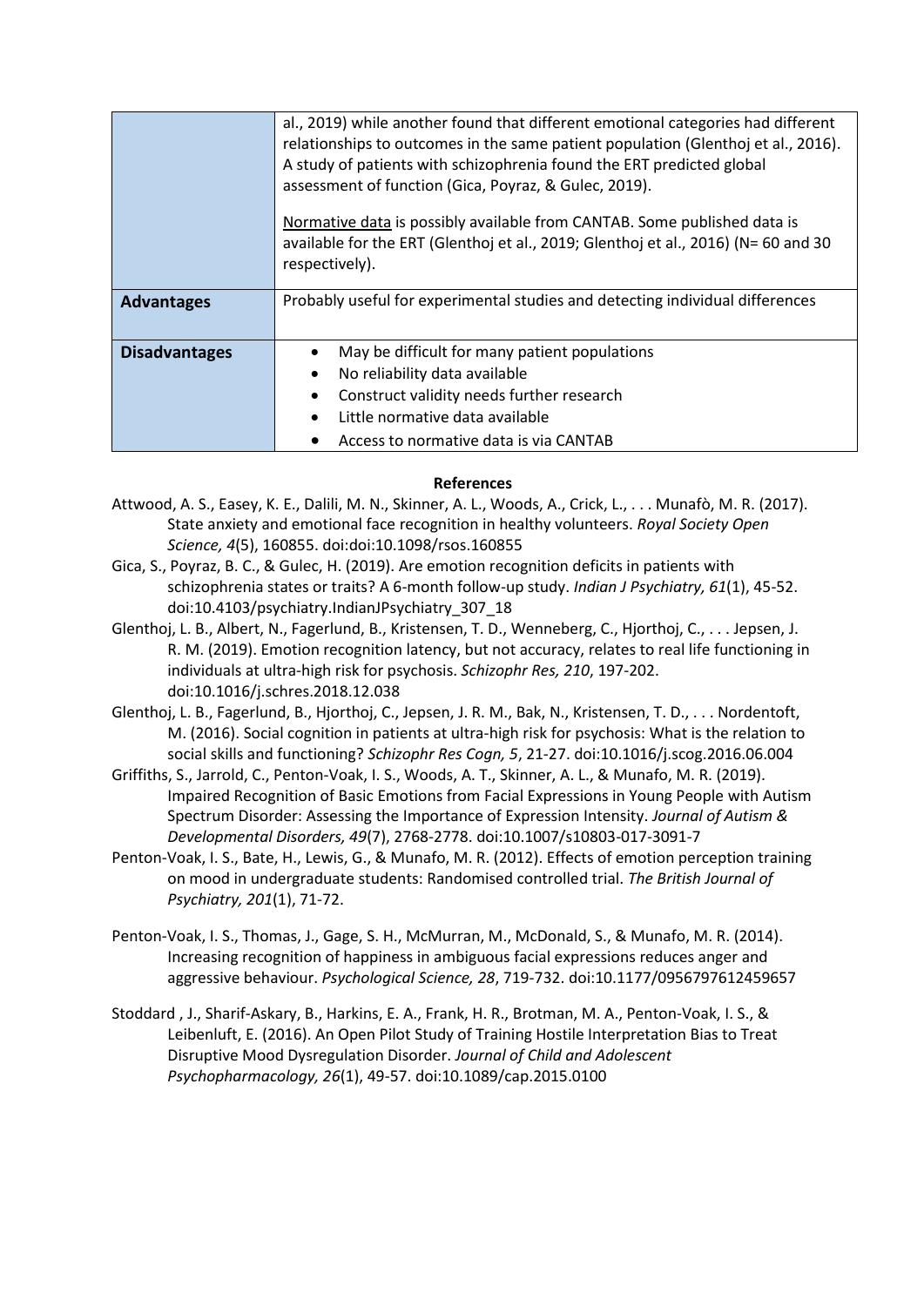| | |
|---|---|
| | al., 2019) while another found that different emotional categories had different relationships to outcomes in the same patient population (Glenthoj et al., 2016). A study of patients with schizophrenia found the ERT predicted global assessment of function (Gica, Poyraz, & Gulec, 2019).<br><br>Normative data is possibly available from CANTAB. Some published data is available for the ERT (Glenthoj et al., 2019; Glenthoj et al., 2016) (N= 60 and 30 respectively). |
| **Advantages** | Probably useful for experimental studies and detecting individual differences |
| **Disadvantages** | • May be difficult for many patient populations<br>• No reliability data available<br>• Construct validity needs further research<br>• Little normative data available<br>• Access to normative data is via CANTAB |

**References**

Attwood, A. S., Easey, K. E., Dalili, M. N., Skinner, A. L., Woods, A., Crick, L., . . . Munafò, M. R. (2017). State anxiety and emotional face recognition in healthy volunteers. *Royal Society Open Science, 4*(5), 160855. doi:doi:10.1098/rsos.160855

Gica, S., Poyraz, B. C., & Gulec, H. (2019). Are emotion recognition deficits in patients with schizophrenia states or traits? A 6-month follow-up study. *Indian J Psychiatry, 61*(1), 45-52. doi:10.4103/psychiatry.IndianJPsychiatry_307_18

Glenthoj, L. B., Albert, N., Fagerlund, B., Kristensen, T. D., Wenneberg, C., Hjorthoj, C., . . . Jepsen, J. R. M. (2019). Emotion recognition latency, but not accuracy, relates to real life functioning in individuals at ultra-high risk for psychosis. *Schizophr Res, 210*, 197-202. doi:10.1016/j.schres.2018.12.038

Glenthoj, L. B., Fagerlund, B., Hjorthoj, C., Jepsen, J. R. M., Bak, N., Kristensen, T. D., . . . Nordentoft, M. (2016). Social cognition in patients at ultra-high risk for psychosis: What is the relation to social skills and functioning? *Schizophr Res Cogn, 5*, 21-27. doi:10.1016/j.scog.2016.06.004

Griffiths, S., Jarrold, C., Penton-Voak, I. S., Woods, A. T., Skinner, A. L., & Munafo, M. R. (2019). Impaired Recognition of Basic Emotions from Facial Expressions in Young People with Autism Spectrum Disorder: Assessing the Importance of Expression Intensity. *Journal of Autism & Developmental Disorders, 49*(7), 2768-2778. doi:10.1007/s10803-017-3091-7

Penton-Voak, I. S., Bate, H., Lewis, G., & Munafo, M. R. (2012). Effects of emotion perception training on mood in undergraduate students: Randomised controlled trial. *The British Journal of Psychiatry, 201*(1), 71-72.

Penton-Voak, I. S., Thomas, J., Gage, S. H., McMurran, M., McDonald, S., & Munafo, M. R. (2014). Increasing recognition of happiness in ambiguous facial expressions reduces anger and aggressive behaviour. *Psychological Science, 28*, 719-732. doi:10.1177/0956797612459657

Stoddard , J., Sharif-Askary, B., Harkins, E. A., Frank, H. R., Brotman, M. A., Penton-Voak, I. S., & Leibenluft, E. (2016). An Open Pilot Study of Training Hostile Interpretation Bias to Treat Disruptive Mood Dysregulation Disorder. *Journal of Child and Adolescent Psychopharmacology, 26*(1), 49-57. doi:10.1089/cap.2015.0100